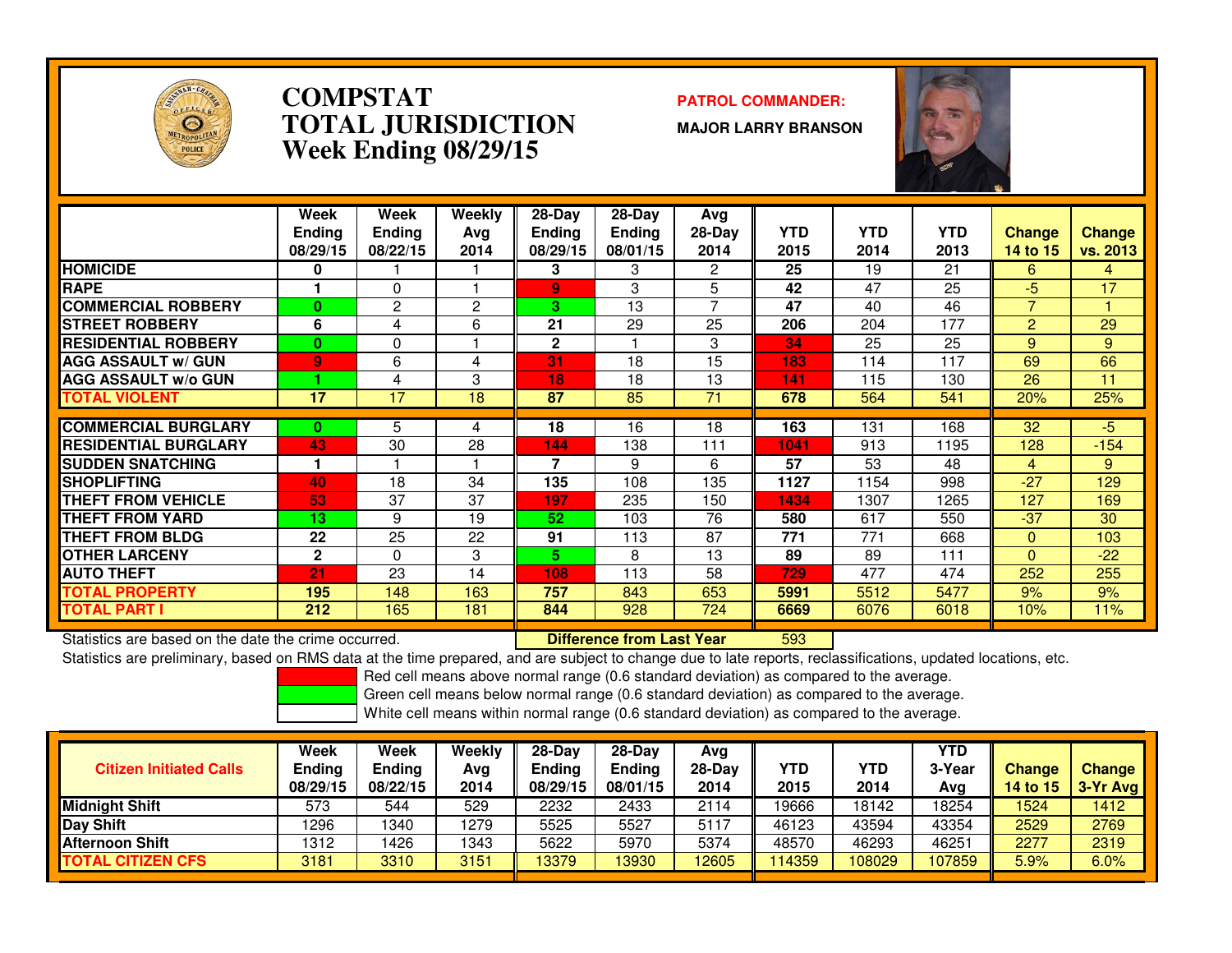# COMPSTAT
# TOTAL JURISDICTION
## Week Ending 08/29/15

**PATROL COMMANDER:**

**MAJOR LARRY BRANSON**

| | Week Ending 08/29/15 | Week Ending 08/22/15 | Weekly Avg 2014 | 28-Day Ending 08/29/15 | 28-Day Ending 08/01/15 | Avg 28-Day 2014 | YTD 2015 | YTD 2014 | YTD 2013 | Change 14 to 15 | Change vs. 2013 |
|---|---|---|---|---|---|---|---|---|---|---|---|
| HOMICIDE | 0 | 1 | 1 | 3 | 3 | 2 | 25 | 19 | 21 | 6 | 4 |
| RAPE | 1 | 0 | 1 | 9 | 3 | 5 | 42 | 47 | 25 | -5 | 17 |
| COMMERCIAL ROBBERY | 0 | 2 | 2 | 3 | 13 | 7 | 47 | 40 | 46 | 7 | 1 |
| STREET ROBBERY | 6 | 4 | 6 | 21 | 29 | 25 | 206 | 204 | 177 | 2 | 29 |
| RESIDENTIAL ROBBERY | 0 | 0 | 1 | 2 | 1 | 3 | 34 | 25 | 25 | 9 | 9 |
| AGG ASSAULT w/ GUN | 9 | 6 | 4 | 31 | 18 | 15 | 183 | 114 | 117 | 69 | 66 |
| AGG ASSAULT w/o GUN | 1 | 4 | 3 | 18 | 18 | 13 | 141 | 115 | 130 | 26 | 11 |
| TOTAL VIOLENT | 17 | 17 | 18 | 87 | 85 | 71 | 678 | 564 | 541 | 20% | 25% |
| COMMERCIAL BURGLARY | 0 | 5 | 4 | 18 | 16 | 18 | 163 | 131 | 168 | 32 | -5 |
| RESIDENTIAL BURGLARY | 43 | 30 | 28 | 144 | 138 | 111 | 1041 | 913 | 1195 | 128 | -154 |
| SUDDEN SNATCHING | 1 | 1 | 1 | 7 | 9 | 6 | 57 | 53 | 48 | 4 | 9 |
| SHOPLIFTING | 40 | 18 | 34 | 135 | 108 | 135 | 1127 | 1154 | 998 | -27 | 129 |
| THEFT FROM VEHICLE | 53 | 37 | 37 | 197 | 235 | 150 | 1434 | 1307 | 1265 | 127 | 169 |
| THEFT FROM YARD | 13 | 9 | 19 | 52 | 103 | 76 | 580 | 617 | 550 | -37 | 30 |
| THEFT FROM BLDG | 22 | 25 | 22 | 91 | 113 | 87 | 771 | 771 | 668 | 0 | 103 |
| OTHER LARCENY | 2 | 0 | 3 | 5 | 8 | 13 | 89 | 89 | 111 | 0 | -22 |
| AUTO THEFT | 21 | 23 | 14 | 108 | 113 | 58 | 729 | 477 | 474 | 252 | 255 |
| TOTAL PROPERTY | 195 | 148 | 163 | 757 | 843 | 653 | 5991 | 5512 | 5477 | 9% | 9% |
| TOTAL PART I | 212 | 165 | 181 | 844 | 928 | 724 | 6669 | 6076 | 6018 | 10% | 11% |

Statistics are based on the date the crime occurred. **Difference from Last Year** 593

Statistics are preliminary, based on RMS data at the time prepared, and are subject to change due to late reports, reclassifications, updated locations, etc.

Red cell means above normal range (0.6 standard deviation) as compared to the average.
Green cell means below normal range (0.6 standard deviation) as compared to the average.
White cell means within normal range (0.6 standard deviation) as compared to the average.

| Citizen Initiated Calls | Week Ending 08/29/15 | Week Ending 08/22/15 | Weekly Avg 2014 | 28-Day Ending 08/29/15 | 28-Day Ending 08/01/15 | Avg 28-Day 2014 | YTD 2015 | YTD 2014 | YTD 3-Year Avg | Change 14 to 15 | Change 3-Yr Avg |
|---|---|---|---|---|---|---|---|---|---|---|---|
| Midnight Shift | 573 | 544 | 529 | 2232 | 2433 | 2114 | 19666 | 18142 | 18254 | 1524 | 1412 |
| Day Shift | 1296 | 1340 | 1279 | 5525 | 5527 | 5117 | 46123 | 43594 | 43354 | 2529 | 2769 |
| Afternoon Shift | 1312 | 1426 | 1343 | 5622 | 5970 | 5374 | 48570 | 46293 | 46251 | 2277 | 2319 |
| TOTAL CITIZEN CFS | 3181 | 3310 | 3151 | 13379 | 13930 | 12605 | 114359 | 108029 | 107859 | 5.9% | 6.0% |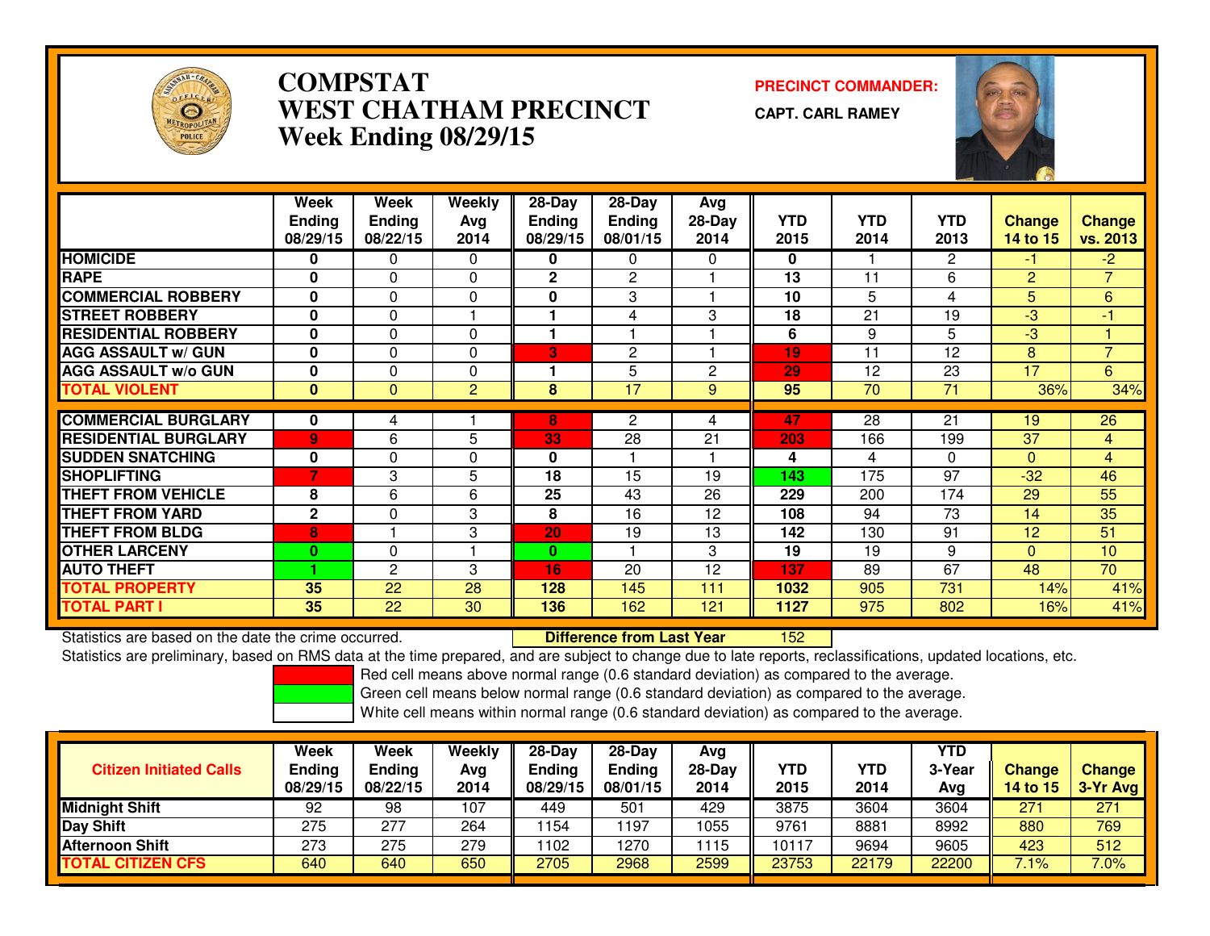# COMPSTAT
# WEST CHATHAM PRECINCT
## Week Ending 08/29/15

**PRECINCT COMMANDER:**

**CAPT. CARL RAMEY**

| | Week Ending 08/29/15 | Week Ending 08/22/15 | Weekly Avg 2014 | 28-Day Ending 08/29/15 | 28-Day Ending 08/01/15 | Avg 28-Day 2014 | YTD 2015 | YTD 2014 | YTD 2013 | Change 14 to 15 | Change vs. 2013 |
|---|---|---|---|---|---|---|---|---|---|---|---|
| HOMICIDE | 0 | 0 | 0 | 0 | 0 | 0 | 0 | 1 | 2 | -1 | -2 |
| RAPE | 0 | 0 | 0 | 2 | 2 | 1 | 13 | 11 | 6 | 2 | 7 |
| COMMERCIAL ROBBERY | 0 | 0 | 0 | 0 | 3 | 1 | 10 | 5 | 4 | 5 | 6 |
| STREET ROBBERY | 0 | 0 | 1 | 1 | 4 | 3 | 18 | 21 | 19 | -3 | -1 |
| RESIDENTIAL ROBBERY | 0 | 0 | 0 | 1 | 1 | 1 | 6 | 9 | 5 | -3 | 1 |
| AGG ASSAULT w/ GUN | 0 | 0 | 0 | 3 | 2 | 1 | 19 | 11 | 12 | 8 | 7 |
| AGG ASSAULT w/o GUN | 0 | 0 | 0 | 1 | 5 | 2 | 29 | 12 | 23 | 17 | 6 |
| TOTAL VIOLENT | 0 | 0 | 2 | 8 | 17 | 9 | 95 | 70 | 71 | 36% | 34% |
| COMMERCIAL BURGLARY | 0 | 4 | 1 | 8 | 2 | 4 | 47 | 28 | 21 | 19 | 26 |
| RESIDENTIAL BURGLARY | 9 | 6 | 5 | 33 | 28 | 21 | 203 | 166 | 199 | 37 | 4 |
| SUDDEN SNATCHING | 0 | 0 | 0 | 0 | 1 | 1 | 4 | 4 | 0 | 0 | 4 |
| SHOPLIFTING | 7 | 3 | 5 | 18 | 15 | 19 | 143 | 175 | 97 | -32 | 46 |
| THEFT FROM VEHICLE | 8 | 6 | 6 | 25 | 43 | 26 | 229 | 200 | 174 | 29 | 55 |
| THEFT FROM YARD | 2 | 0 | 3 | 8 | 16 | 12 | 108 | 94 | 73 | 14 | 35 |
| THEFT FROM BLDG | 8 | 1 | 3 | 20 | 19 | 13 | 142 | 130 | 91 | 12 | 51 |
| OTHER LARCENY | 0 | 0 | 1 | 0 | 1 | 3 | 19 | 19 | 9 | 0 | 10 |
| AUTO THEFT | 1 | 2 | 3 | 16 | 20 | 12 | 137 | 89 | 67 | 48 | 70 |
| TOTAL PROPERTY | 35 | 22 | 28 | 128 | 145 | 111 | 1032 | 905 | 731 | 14% | 41% |
| TOTAL PART I | 35 | 22 | 30 | 136 | 162 | 121 | 1127 | 975 | 802 | 16% | 41% |

Statistics are based on the date the crime occurred. **Difference from Last Year** 152

Statistics are preliminary, based on RMS data at the time prepared, and are subject to change due to late reports, reclassifications, updated locations, etc.

Red cell means above normal range (0.6 standard deviation) as compared to the average.

Green cell means below normal range (0.6 standard deviation) as compared to the average.

White cell means within normal range (0.6 standard deviation) as compared to the average.

| Citizen Initiated Calls | Week Ending 08/29/15 | Week Ending 08/22/15 | Weekly Avg 2014 | 28-Day Ending 08/29/15 | 28-Day Ending 08/01/15 | Avg 28-Day 2014 | YTD 2015 | YTD 2014 | YTD 3-Year Avg | Change 14 to 15 | Change 3-Yr Avg |
|---|---|---|---|---|---|---|---|---|---|---|---|
| Midnight Shift | 92 | 98 | 107 | 449 | 501 | 429 | 3875 | 3604 | 3604 | 271 | 271 |
| Day Shift | 275 | 277 | 264 | 1154 | 1197 | 1055 | 9761 | 8881 | 8992 | 880 | 769 |
| Afternoon Shift | 273 | 275 | 279 | 1102 | 1270 | 1115 | 10117 | 9694 | 9605 | 423 | 512 |
| TOTAL CITIZEN CFS | 640 | 640 | 650 | 2705 | 2968 | 2599 | 23753 | 22179 | 22200 | 7.1% | 7.0% |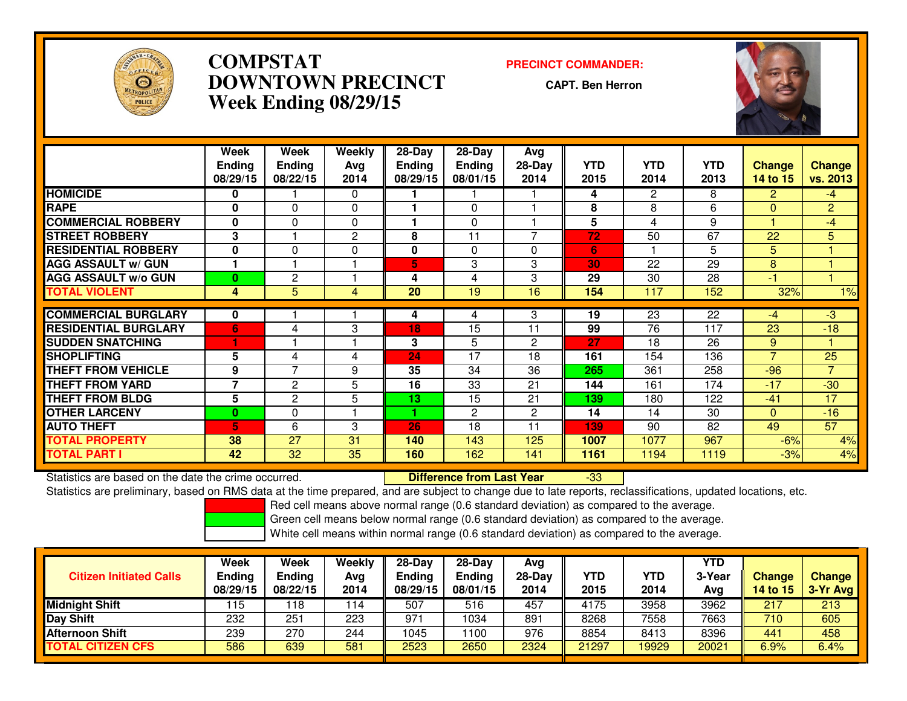# COMPSTAT DOWNTOWN PRECINCT

## Week Ending 08/29/15

**PRECINCT COMMANDER:**

**CAPT. Ben Herron**

| | Week Ending 08/29/15 | Week Ending 08/22/15 | Weekly Avg 2014 | 28-Day Ending 08/29/15 | 28-Day Ending 08/01/15 | Avg 28-Day 2014 | YTD 2015 | YTD 2014 | YTD 2013 | Change 14 to 15 | Change vs. 2013 |
|---|---|---|---|---|---|---|---|---|---|---|---|
| HOMICIDE | 0 | 1 | 0 | 1 | 1 | 1 | 4 | 2 | 8 | 2 | -4 |
| RAPE | 0 | 0 | 0 | 1 | 0 | 1 | 8 | 8 | 6 | 0 | 2 |
| COMMERCIAL ROBBERY | 0 | 0 | 0 | 1 | 0 | 1 | 5 | 4 | 9 | 1 | -4 |
| STREET ROBBERY | 3 | 1 | 2 | 8 | 11 | 7 | 72 | 50 | 67 | 22 | 5 |
| RESIDENTIAL ROBBERY | 0 | 0 | 0 | 0 | 0 | 0 | 6 | 1 | 5 | 5 | 1 |
| AGG ASSAULT w/ GUN | 1 | 1 | 1 | 5 | 3 | 3 | 30 | 22 | 29 | 8 | 1 |
| AGG ASSAULT w/o GUN | 0 | 2 | 1 | 4 | 4 | 3 | 29 | 30 | 28 | -1 | 1 |
| TOTAL VIOLENT | 4 | 5 | 4 | 20 | 19 | 16 | 154 | 117 | 152 | 32% | 1% |
| COMMERCIAL BURGLARY | 0 | 1 | 1 | 4 | 4 | 3 | 19 | 23 | 22 | -4 | -3 |
| RESIDENTIAL BURGLARY | 6 | 4 | 3 | 18 | 15 | 11 | 99 | 76 | 117 | 23 | -18 |
| SUDDEN SNATCHING | 1 | 1 | 1 | 3 | 5 | 2 | 27 | 18 | 26 | 9 | 1 |
| SHOPLIFTING | 5 | 4 | 4 | 24 | 17 | 18 | 161 | 154 | 136 | 7 | 25 |
| THEFT FROM VEHICLE | 9 | 7 | 9 | 35 | 34 | 36 | 265 | 361 | 258 | -96 | 7 |
| THEFT FROM YARD | 7 | 2 | 5 | 16 | 33 | 21 | 144 | 161 | 174 | -17 | -30 |
| THEFT FROM BLDG | 5 | 2 | 5 | 13 | 15 | 21 | 139 | 180 | 122 | -41 | 17 |
| OTHER LARCENY | 0 | 0 | 1 | 1 | 2 | 2 | 14 | 14 | 30 | 0 | -16 |
| AUTO THEFT | 5 | 6 | 3 | 26 | 18 | 11 | 139 | 90 | 82 | 49 | 57 |
| TOTAL PROPERTY | 38 | 27 | 31 | 140 | 143 | 125 | 1007 | 1077 | 967 | -6% | 4% |
| TOTAL PART I | 42 | 32 | 35 | 160 | 162 | 141 | 1161 | 1194 | 1119 | -3% | 4% |

Statistics are based on the date the crime occurred.

**Difference from Last Year** -33

Statistics are preliminary, based on RMS data at the time prepared, and are subject to change due to late reports, reclassifications, updated locations, etc.

Red cell means above normal range (0.6 standard deviation) as compared to the average.

Green cell means below normal range (0.6 standard deviation) as compared to the average.

White cell means within normal range (0.6 standard deviation) as compared to the average.

| Citizen Initiated Calls | Week Ending 08/29/15 | Week Ending 08/22/15 | Weekly Avg 2014 | 28-Day Ending 08/29/15 | 28-Day Ending 08/01/15 | Avg 28-Day 2014 | YTD 2015 | YTD 2014 | YTD 3-Year Avg | Change 14 to 15 | Change 3-Yr Avg |
|---|---|---|---|---|---|---|---|---|---|---|---|
| Midnight Shift | 115 | 118 | 114 | 507 | 516 | 457 | 4175 | 3958 | 3962 | 217 | 213 |
| Day Shift | 232 | 251 | 223 | 971 | 1034 | 891 | 8268 | 7558 | 7663 | 710 | 605 |
| Afternoon Shift | 239 | 270 | 244 | 1045 | 1100 | 976 | 8854 | 8413 | 8396 | 441 | 458 |
| TOTAL CITIZEN CFS | 586 | 639 | 581 | 2523 | 2650 | 2324 | 21297 | 19929 | 20021 | 6.9% | 6.4% |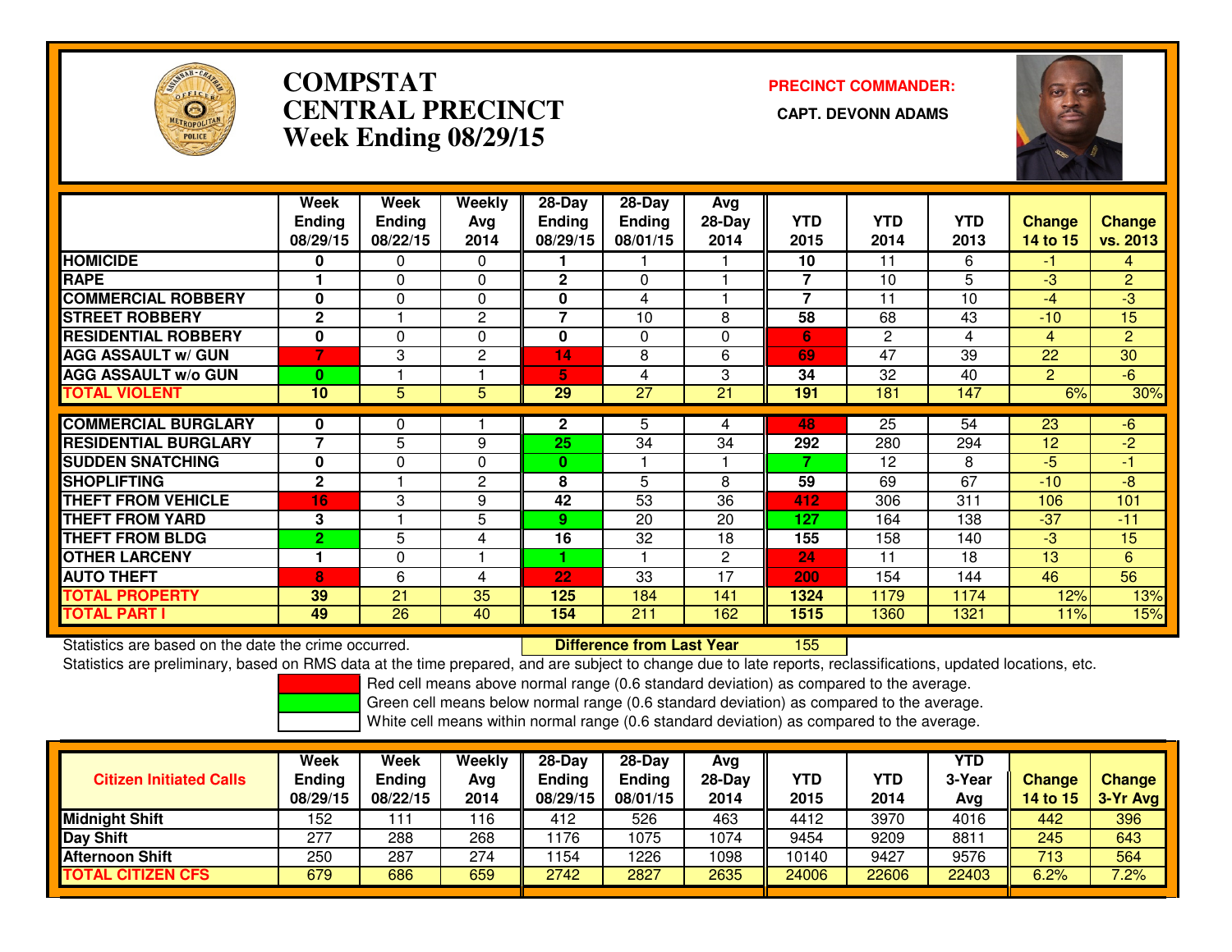# COMPSTAT CENTRAL PRECINCT Week Ending 08/29/15

**PRECINCT COMMANDER:**

**CAPT. DEVONN ADAMS**

| | Week Ending 08/29/15 | Week Ending 08/22/15 | Weekly Avg 2014 | 28-Day Ending 08/29/15 | 28-Day Ending 08/01/15 | Avg 28-Day 2014 | YTD 2015 | YTD 2014 | YTD 2013 | Change 14 to 15 | Change vs. 2013 |
|---|---|---|---|---|---|---|---|---|---|---|---|
| HOMICIDE | 0 | 0 | 0 | 1 | 1 | 1 | 10 | 11 | 6 | -1 | 4 |
| RAPE | 1 | 0 | 0 | 2 | 0 | 1 | 7 | 10 | 5 | -3 | 2 |
| COMMERCIAL ROBBERY | 0 | 0 | 0 | 0 | 4 | 1 | 7 | 11 | 10 | -4 | -3 |
| STREET ROBBERY | 2 | 1 | 2 | 7 | 10 | 8 | 58 | 68 | 43 | -10 | 15 |
| RESIDENTIAL ROBBERY | 0 | 0 | 0 | 0 | 0 | 0 | 6 | 2 | 4 | 4 | 2 |
| AGG ASSAULT w/ GUN | 7 | 3 | 2 | 14 | 8 | 6 | 69 | 47 | 39 | 22 | 30 |
| AGG ASSAULT w/o GUN | 0 | 1 | 1 | 5 | 4 | 3 | 34 | 32 | 40 | 2 | -6 |
| TOTAL VIOLENT | 10 | 5 | 5 | 29 | 27 | 21 | 191 | 181 | 147 | 6% | 30% |
| COMMERCIAL BURGLARY | 0 | 0 | 1 | 2 | 5 | 4 | 48 | 25 | 54 | 23 | -6 |
| RESIDENTIAL BURGLARY | 7 | 5 | 9 | 25 | 34 | 34 | 292 | 280 | 294 | 12 | -2 |
| SUDDEN SNATCHING | 0 | 0 | 0 | 0 | 1 | 1 | 7 | 12 | 8 | -5 | -1 |
| SHOPLIFTING | 2 | 1 | 2 | 8 | 5 | 8 | 59 | 69 | 67 | -10 | -8 |
| THEFT FROM VEHICLE | 16 | 3 | 9 | 42 | 53 | 36 | 412 | 306 | 311 | 106 | 101 |
| THEFT FROM YARD | 3 | 1 | 5 | 9 | 20 | 20 | 127 | 164 | 138 | -37 | -11 |
| THEFT FROM BLDG | 2 | 5 | 4 | 16 | 32 | 18 | 155 | 158 | 140 | -3 | 15 |
| OTHER LARCENY | 1 | 0 | 1 | 1 | 1 | 2 | 24 | 11 | 18 | 13 | 6 |
| AUTO THEFT | 8 | 6 | 4 | 22 | 33 | 17 | 200 | 154 | 144 | 46 | 56 |
| TOTAL PROPERTY | 39 | 21 | 35 | 125 | 184 | 141 | 1324 | 1179 | 1174 | 12% | 13% |
| TOTAL PART I | 49 | 26 | 40 | 154 | 211 | 162 | 1515 | 1360 | 1321 | 11% | 15% |

Statistics are based on the date the crime occurred. **Difference from Last Year** 155

Statistics are preliminary, based on RMS data at the time prepared, and are subject to change due to late reports, reclassifications, updated locations, etc.

Red cell means above normal range (0.6 standard deviation) as compared to the average.
Green cell means below normal range (0.6 standard deviation) as compared to the average.
White cell means within normal range (0.6 standard deviation) as compared to the average.

| Citizen Initiated Calls | Week Ending 08/29/15 | Week Ending 08/22/15 | Weekly Avg 2014 | 28-Day Ending 08/29/15 | 28-Day Ending 08/01/15 | Avg 28-Day 2014 | YTD 2015 | YTD 2014 | YTD 3-Year Avg | Change 14 to 15 | Change 3-Yr Avg |
|---|---|---|---|---|---|---|---|---|---|---|---|
| Midnight Shift | 152 | 111 | 116 | 412 | 526 | 463 | 4412 | 3970 | 4016 | 442 | 396 |
| Day Shift | 277 | 288 | 268 | 1176 | 1075 | 1074 | 9454 | 9209 | 8811 | 245 | 643 |
| Afternoon Shift | 250 | 287 | 274 | 1154 | 1226 | 1098 | 10140 | 9427 | 9576 | 713 | 564 |
| TOTAL CITIZEN CFS | 679 | 686 | 659 | 2742 | 2827 | 2635 | 24006 | 22606 | 22403 | 6.2% | 7.2% |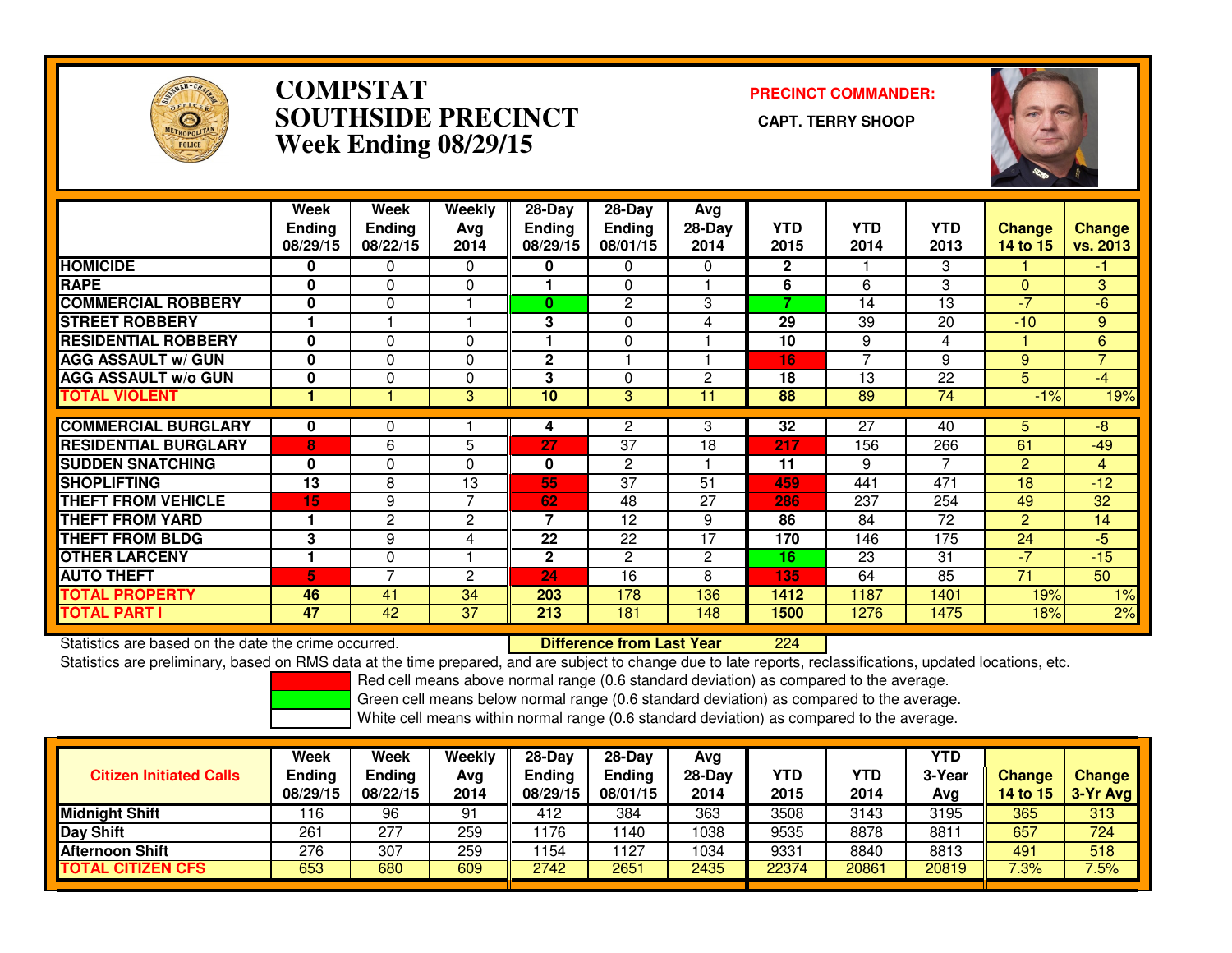# COMPSTAT
# SOUTHSIDE PRECINCT
## Week Ending 08/29/15

**PRECINCT COMMANDER:**

**CAPT. TERRY SHOOP**

| | Week Ending 08/29/15 | Week Ending 08/22/15 | Weekly Avg 2014 | 28-Day Ending 08/29/15 | 28-Day Ending 08/01/15 | Avg 28-Day 2014 | YTD 2015 | YTD 2014 | YTD 2013 | Change 14 to 15 | Change vs. 2013 |
|---|---|---|---|---|---|---|---|---|---|---|---|
| HOMICIDE | 0 | 0 | 0 | 0 | 0 | 0 | 2 | 1 | 3 | 1 | -1 |
| RAPE | 0 | 0 | 0 | 1 | 0 | 1 | 6 | 6 | 3 | 0 | 3 |
| COMMERCIAL ROBBERY | 0 | 0 | 1 | 0 | 2 | 3 | 7 | 14 | 13 | -7 | -6 |
| STREET ROBBERY | 1 | 1 | 1 | 3 | 0 | 4 | 29 | 39 | 20 | -10 | 9 |
| RESIDENTIAL ROBBERY | 0 | 0 | 0 | 1 | 0 | 1 | 10 | 9 | 4 | 1 | 6 |
| AGG ASSAULT w/ GUN | 0 | 0 | 0 | 2 | 1 | 1 | 16 | 7 | 9 | 9 | 7 |
| AGG ASSAULT w/o GUN | 0 | 0 | 0 | 3 | 0 | 2 | 18 | 13 | 22 | 5 | -4 |
| TOTAL VIOLENT | 1 | 1 | 3 | 10 | 3 | 11 | 88 | 89 | 74 | -1% | 19% |
| COMMERCIAL BURGLARY | 0 | 0 | 1 | 4 | 2 | 3 | 32 | 27 | 40 | 5 | -8 |
| RESIDENTIAL BURGLARY | 8 | 6 | 5 | 27 | 37 | 18 | 217 | 156 | 266 | 61 | -49 |
| SUDDEN SNATCHING | 0 | 0 | 0 | 0 | 2 | 1 | 11 | 9 | 7 | 2 | 4 |
| SHOPLIFTING | 13 | 8 | 13 | 55 | 37 | 51 | 459 | 441 | 471 | 18 | -12 |
| THEFT FROM VEHICLE | 15 | 9 | 7 | 62 | 48 | 27 | 286 | 237 | 254 | 49 | 32 |
| THEFT FROM YARD | 1 | 2 | 2 | 7 | 12 | 9 | 86 | 84 | 72 | 2 | 14 |
| THEFT FROM BLDG | 3 | 9 | 4 | 22 | 22 | 17 | 170 | 146 | 175 | 24 | -5 |
| OTHER LARCENY | 1 | 0 | 1 | 2 | 2 | 2 | 16 | 23 | 31 | -7 | -15 |
| AUTO THEFT | 5 | 7 | 2 | 24 | 16 | 8 | 135 | 64 | 85 | 71 | 50 |
| TOTAL PROPERTY | 46 | 41 | 34 | 203 | 178 | 136 | 1412 | 1187 | 1401 | 19% | 1% |
| TOTAL PART I | 47 | 42 | 37 | 213 | 181 | 148 | 1500 | 1276 | 1475 | 18% | 2% |

Statistics are based on the date the crime occurred. **Difference from Last Year** 224

Statistics are preliminary, based on RMS data at the time prepared, and are subject to change due to late reports, reclassifications, updated locations, etc.

Red cell means above normal range (0.6 standard deviation) as compared to the average.

Green cell means below normal range (0.6 standard deviation) as compared to the average.

White cell means within normal range (0.6 standard deviation) as compared to the average.

| Citizen Initiated Calls | Week Ending 08/29/15 | Week Ending 08/22/15 | Weekly Avg 2014 | 28-Day Ending 08/29/15 | 28-Day Ending 08/01/15 | Avg 28-Day 2014 | YTD 2015 | YTD 2014 | YTD 3-Year Avg | Change 14 to 15 | Change 3-Yr Avg |
|---|---|---|---|---|---|---|---|---|---|---|---|
| Midnight Shift | 116 | 96 | 91 | 412 | 384 | 363 | 3508 | 3143 | 3195 | 365 | 313 |
| Day Shift | 261 | 277 | 259 | 1176 | 1140 | 1038 | 9535 | 8878 | 8811 | 657 | 724 |
| Afternoon Shift | 276 | 307 | 259 | 1154 | 1127 | 1034 | 9331 | 8840 | 8813 | 491 | 518 |
| TOTAL CITIZEN CFS | 653 | 680 | 609 | 2742 | 2651 | 2435 | 22374 | 20861 | 20819 | 7.3% | 7.5% |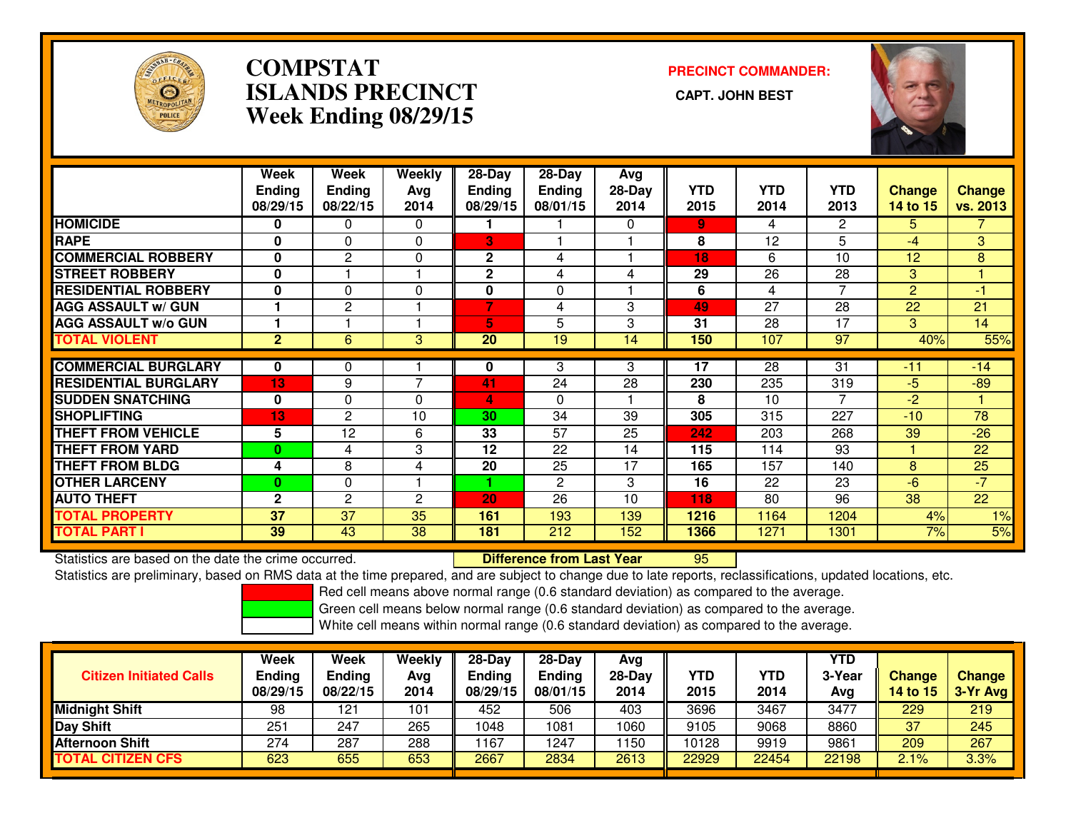# COMPSTAT
# ISLANDS PRECINCT
# Week Ending 08/29/15

**PRECINCT COMMANDER:**

**CAPT. JOHN BEST**

| | Week Ending 08/29/15 | Week Ending 08/22/15 | Weekly Avg 2014 | 28-Day Ending 08/29/15 | 28-Day Ending 08/01/15 | Avg 28-Day 2014 | YTD 2015 | YTD 2014 | YTD 2013 | Change 14 to 15 | Change vs. 2013 |
|---|---|---|---|---|---|---|---|---|---|---|---|
| HOMICIDE | 0 | 0 | 0 | 1 | 1 | 0 | 9 | 4 | 2 | 5 | 7 |
| RAPE | 0 | 0 | 0 | 3 | 1 | 1 | 8 | 12 | 5 | -4 | 3 |
| COMMERCIAL ROBBERY | 0 | 2 | 0 | 2 | 4 | 1 | 18 | 6 | 10 | 12 | 8 |
| STREET ROBBERY | 0 | 1 | 1 | 2 | 4 | 4 | 29 | 26 | 28 | 3 | 1 |
| RESIDENTIAL ROBBERY | 0 | 0 | 0 | 0 | 0 | 1 | 6 | 4 | 7 | 2 | -1 |
| AGG ASSAULT w/ GUN | 1 | 2 | 1 | 7 | 4 | 3 | 49 | 27 | 28 | 22 | 21 |
| AGG ASSAULT w/o GUN | 1 | 1 | 1 | 5 | 5 | 3 | 31 | 28 | 17 | 3 | 14 |
| TOTAL VIOLENT | 2 | 6 | 3 | 20 | 19 | 14 | 150 | 107 | 97 | 40% | 55% |
| COMMERCIAL BURGLARY | 0 | 0 | 1 | 0 | 3 | 3 | 17 | 28 | 31 | -11 | -14 |
| RESIDENTIAL BURGLARY | 13 | 9 | 7 | 41 | 24 | 28 | 230 | 235 | 319 | -5 | -89 |
| SUDDEN SNATCHING | 0 | 0 | 0 | 4 | 0 | 1 | 8 | 10 | 7 | -2 | 1 |
| SHOPLIFTING | 13 | 2 | 10 | 30 | 34 | 39 | 305 | 315 | 227 | -10 | 78 |
| THEFT FROM VEHICLE | 5 | 12 | 6 | 33 | 57 | 25 | 242 | 203 | 268 | 39 | -26 |
| THEFT FROM YARD | 0 | 4 | 3 | 12 | 22 | 14 | 115 | 114 | 93 | 1 | 22 |
| THEFT FROM BLDG | 4 | 8 | 4 | 20 | 25 | 17 | 165 | 157 | 140 | 8 | 25 |
| OTHER LARCENY | 0 | 0 | 1 | 1 | 2 | 3 | 16 | 22 | 23 | -6 | -7 |
| AUTO THEFT | 2 | 2 | 2 | 20 | 26 | 10 | 118 | 80 | 96 | 38 | 22 |
| TOTAL PROPERTY | 37 | 37 | 35 | 161 | 193 | 139 | 1216 | 1164 | 1204 | 4% | 1% |
| TOTAL PART I | 39 | 43 | 38 | 181 | 212 | 152 | 1366 | 1271 | 1301 | 7% | 5% |

Statistics are based on the date the crime occurred.

**Difference from Last Year** 95

Statistics are preliminary, based on RMS data at the time prepared, and are subject to change due to late reports, reclassifications, updated locations, etc.

Red cell means above normal range (0.6 standard deviation) as compared to the average.

Green cell means below normal range (0.6 standard deviation) as compared to the average.

White cell means within normal range (0.6 standard deviation) as compared to the average.

| Citizen Initiated Calls | Week Ending 08/29/15 | Week Ending 08/22/15 | Weekly Avg 2014 | 28-Day Ending 08/29/15 | 28-Day Ending 08/01/15 | Avg 28-Day 2014 | YTD 2015 | YTD 2014 | YTD 3-Year Avg | Change 14 to 15 | Change 3-Yr Avg |
|---|---|---|---|---|---|---|---|---|---|---|---|
| Midnight Shift | 98 | 121 | 101 | 452 | 506 | 403 | 3696 | 3467 | 3477 | 229 | 219 |
| Day Shift | 251 | 247 | 265 | 1048 | 1081 | 1060 | 9105 | 9068 | 8860 | 37 | 245 |
| Afternoon Shift | 274 | 287 | 288 | 1167 | 1247 | 1150 | 10128 | 9919 | 9861 | 209 | 267 |
| TOTAL CITIZEN CFS | 623 | 655 | 653 | 2667 | 2834 | 2613 | 22929 | 22454 | 22198 | 2.1% | 3.3% |